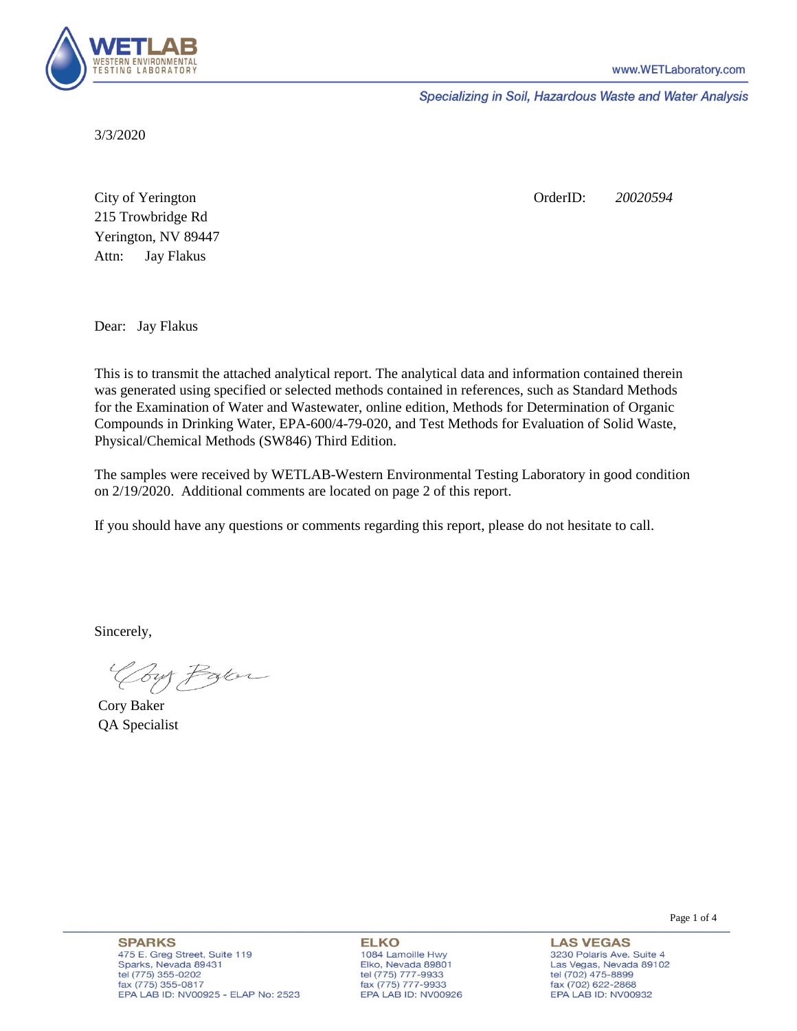WETLAB
WESTERN ENVIRONMENTAL TESTING LABORATORY

www.WETLaboratory.com

*Specializing in Soil, Hazardous Waste and Water Analysis*

3/3/2020

City of Yerington
215 Trowbridge Rd
Yerington, NV 89447
Attn: Jay Flakus

OrderID: *20020594*

Dear: Jay Flakus

This is to transmit the attached analytical report. The analytical data and information contained therein was generated using specified or selected methods contained in references, such as Standard Methods for the Examination of Water and Wastewater, online edition, Methods for Determination of Organic Compounds in Drinking Water, EPA-600/4-79-020, and Test Methods for Evaluation of Solid Waste, Physical/Chemical Methods (SW846) Third Edition.

The samples were received by WETLAB-Western Environmental Testing Laboratory in good condition on 2/19/2020. Additional comments are located on page 2 of this report.

If you should have any questions or comments regarding this report, please do not hesitate to call.

Sincerely,

Cory Baker
QA Specialist

**SPARKS**
475 E. Greg Street, Suite 119
Sparks, Nevada 89431
tel (775) 355-0202
fax (775) 355-0817
EPA LAB ID: NV00925 - ELAP No: 2523

**ELKO**
1084 Lamoille Hwy
Elko, Nevada 89801
tel (775) 777-9933
fax (775) 777-9933
EPA LAB ID: NV00926

**LAS VEGAS**
3230 Polaris Ave. Suite 4
Las Vegas, Nevada 89102
tel (702) 475-8899
fax (702) 622-2868
EPA LAB ID: NV00932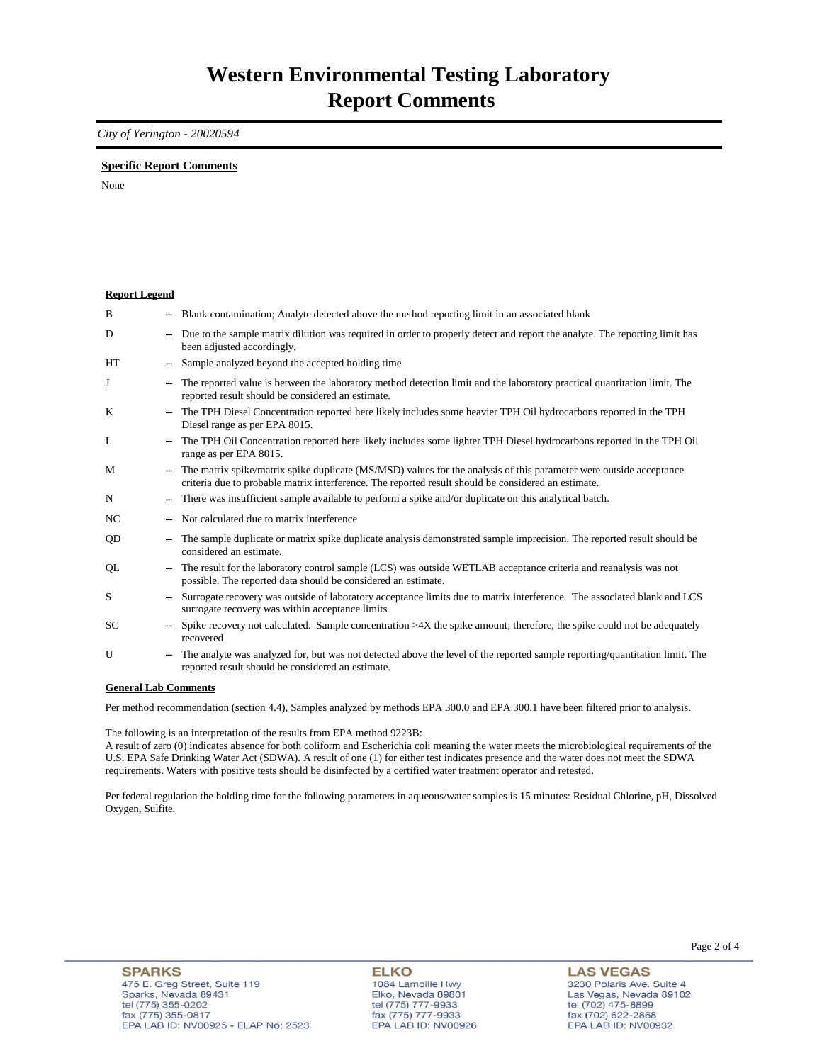# Western Environmental Testing Laboratory
# Report Comments

*City of Yerington - 20020594*

**Specific Report Comments**

None

**Report Legend**

| | | |
|---|---|---|
| B | -- | Blank contamination; Analyte detected above the method reporting limit in an associated blank |
| D | -- | Due to the sample matrix dilution was required in order to properly detect and report the analyte. The reporting limit has been adjusted accordingly. |
| HT | -- | Sample analyzed beyond the accepted holding time |
| J | -- | The reported value is between the laboratory method detection limit and the laboratory practical quantitation limit. The reported result should be considered an estimate. |
| K | -- | The TPH Diesel Concentration reported here likely includes some heavier TPH Oil hydrocarbons reported in the TPH Diesel range as per EPA 8015. |
| L | -- | The TPH Oil Concentration reported here likely includes some lighter TPH Diesel hydrocarbons reported in the TPH Oil range as per EPA 8015. |
| M | -- | The matrix spike/matrix spike duplicate (MS/MSD) values for the analysis of this parameter were outside acceptance criteria due to probable matrix interference. The reported result should be considered an estimate. |
| N | -- | There was insufficient sample available to perform a spike and/or duplicate on this analytical batch. |
| NC | -- | Not calculated due to matrix interference |
| QD | -- | The sample duplicate or matrix spike duplicate analysis demonstrated sample imprecision. The reported result should be considered an estimate. |
| QL | -- | The result for the laboratory control sample (LCS) was outside WETLAB acceptance criteria and reanalysis was not possible. The reported data should be considered an estimate. |
| S | -- | Surrogate recovery was outside of laboratory acceptance limits due to matrix interference. The associated blank and LCS surrogate recovery was within acceptance limits |
| SC | -- | Spike recovery not calculated. Sample concentration >4X the spike amount; therefore, the spike could not be adequately recovered |
| U | -- | The analyte was analyzed for, but was not detected above the level of the reported sample reporting/quantitation limit. The reported result should be considered an estimate. |

**General Lab Comments**

Per method recommendation (section 4.4), Samples analyzed by methods EPA 300.0 and EPA 300.1 have been filtered prior to analysis.

The following is an interpretation of the results from EPA method 9223B:
A result of zero (0) indicates absence for both coliform and Escherichia coli meaning the water meets the microbiological requirements of the U.S. EPA Safe Drinking Water Act (SDWA). A result of one (1) for either test indicates presence and the water does not meet the SDWA requirements. Waters with positive tests should be disinfected by a certified water treatment operator and retested.

Per federal regulation the holding time for the following parameters in aqueous/water samples is 15 minutes: Residual Chlorine, pH, Dissolved Oxygen, Sulfite.

**SPARKS**
475 E. Greg Street, Suite 119
Sparks, Nevada 89431
tel (775) 355-0202
fax (775) 355-0817
EPA LAB ID: NV00925 - ELAP No: 2523

**ELKO**
1084 Lamoille Hwy
Elko, Nevada 89801
tel (775) 777-9933
fax (775) 777-9933
EPA LAB ID: NV00926

**LAS VEGAS**
3230 Polaris Ave. Suite 4
Las Vegas, Nevada 89102
tel (702) 475-8899
fax (702) 622-2868
EPA LAB ID: NV00932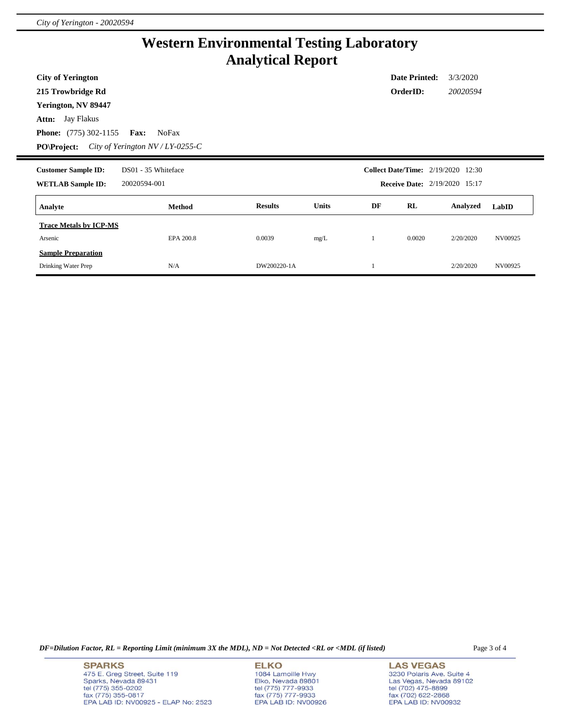# Western Environmental Testing Laboratory
# Analytical Report

**City of Yerington**
**215 Trowbridge Rd**
**Yerington, NV 89447**
**Attn:** Jay Flakus
**Phone:** (775) 302-1155 **Fax:** NoFax
**PO\Project:** *City of Yerington NV / LY-0255-C*

**Date Printed:** 3/3/2020
**OrderID:** *20020594*

**Customer Sample ID:** DS01 - 35 Whiteface
**WETLAB Sample ID:** 20020594-001

**Collect Date/Time:** 2/19/2020 12:30
**Receive Date:** 2/19/2020 15:17

| Analyte | Method | Results | Units | DF | RL | Analyzed | LabID |
|---|---|---|---|---|---|---|---|
| **Trace Metals by ICP-MS** | | | | | | | |
| Arsenic | EPA 200.8 | 0.0039 | mg/L | 1 | 0.0020 | 2/20/2020 | NV00925 |
| **Sample Preparation** | | | | | | | |
| Drinking Water Prep | N/A | DW200220-1A | | 1 | | 2/20/2020 | NV00925 |

***DF=Dilution Factor, RL = Reporting Limit (minimum 3X the MDL), ND = Not Detected <RL or <MDL (if listed)***

**SPARKS**
475 E. Greg Street, Suite 119
Sparks, Nevada 89431
tel (775) 355-0202
fax (775) 355-0817
EPA LAB ID: NV00925 - ELAP No: 2523

**ELKO**
1084 Lamoille Hwy
Elko, Nevada 89801
tel (775) 777-9933
fax (775) 777-9933
EPA LAB ID: NV00926

**LAS VEGAS**
3230 Polaris Ave. Suite 4
Las Vegas, Nevada 89102
tel (702) 475-8899
fax (702) 622-2868
EPA LAB ID: NV00932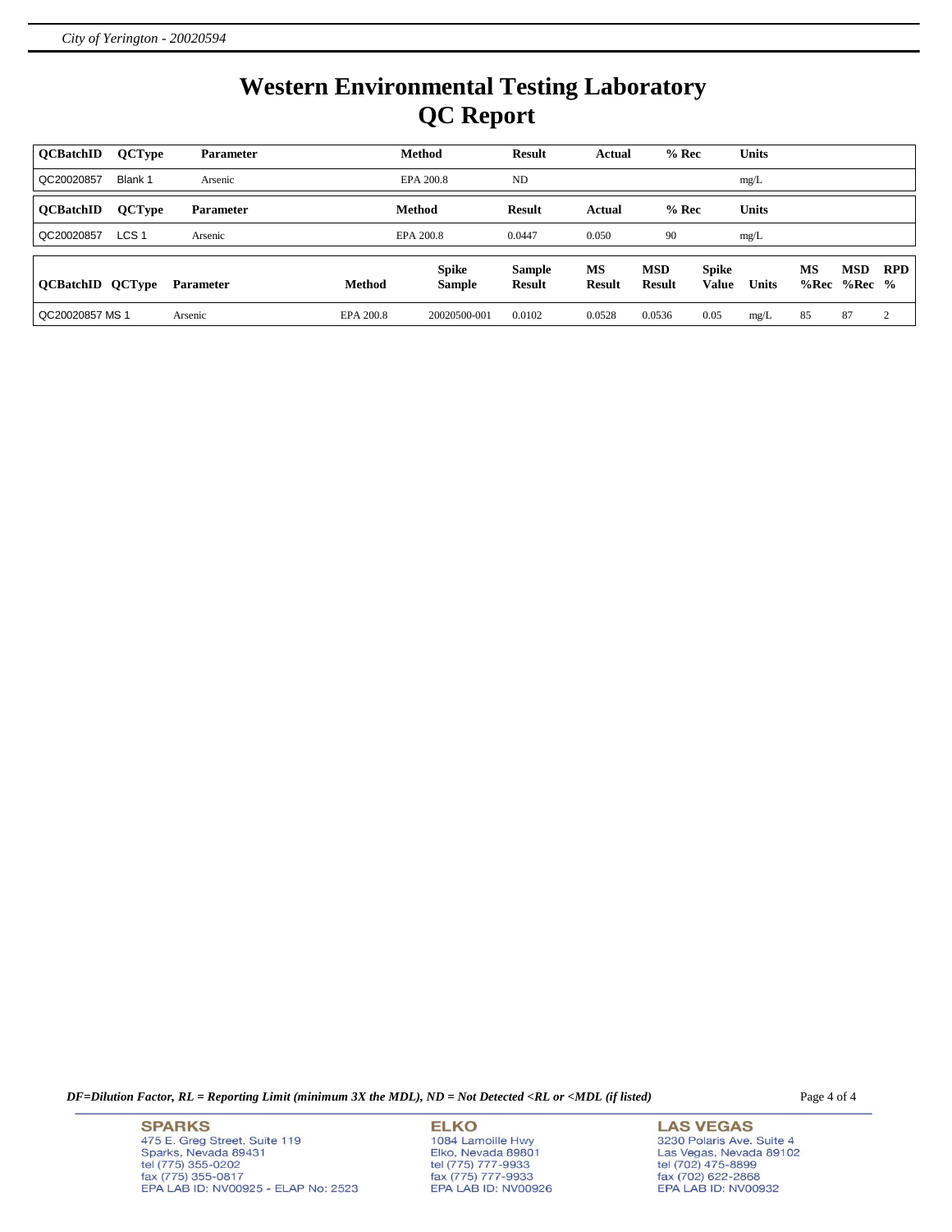# Western Environmental Testing Laboratory
# QC Report

| QCBatchID | QCType | Parameter | Method | Result | Actual | % Rec | Units |
|---|---|---|---|---|---|---|---|
| QC20020857 | Blank 1 | Arsenic | EPA 200.8 | ND | | | mg/L |

| QCBatchID | QCType | Parameter | Method | Result | Actual | % Rec | Units |
|---|---|---|---|---|---|---|---|
| QC20020857 | LCS 1 | Arsenic | EPA 200.8 | 0.0447 | 0.050 | 90 | mg/L |

| QCBatchID | QCType | Parameter | Method | Spike Sample | Sample Result | MS Result | MSD Result | Spike Value | Units | MS %Rec | MSD %Rec | RPD % |
|---|---|---|---|---|---|---|---|---|---|---|---|---|
| QC20020857 | MS 1 | Arsenic | EPA 200.8 | 20020500-001 | 0.0102 | 0.0528 | 0.0536 | 0.05 | mg/L | 85 | 87 | 2 |

*DF=Dilution Factor, RL = Reporting Limit (minimum 3X the MDL), ND = Not Detected <RL or <MDL (if listed)*

**SPARKS**
475 E. Greg Street, Suite 119
Sparks, Nevada 89431
tel (775) 355-0202
fax (775) 355-0817
EPA LAB ID: NV00925 - ELAP No: 2523

**ELKO**
1084 Lamoille Hwy
Elko, Nevada 89801
tel (775) 777-9933
fax (775) 777-9933
EPA LAB ID: NV00926

**LAS VEGAS**
3230 Polaris Ave. Suite 4
Las Vegas, Nevada 89102
tel (702) 475-8899
fax (702) 622-2868
EPA LAB ID: NV00932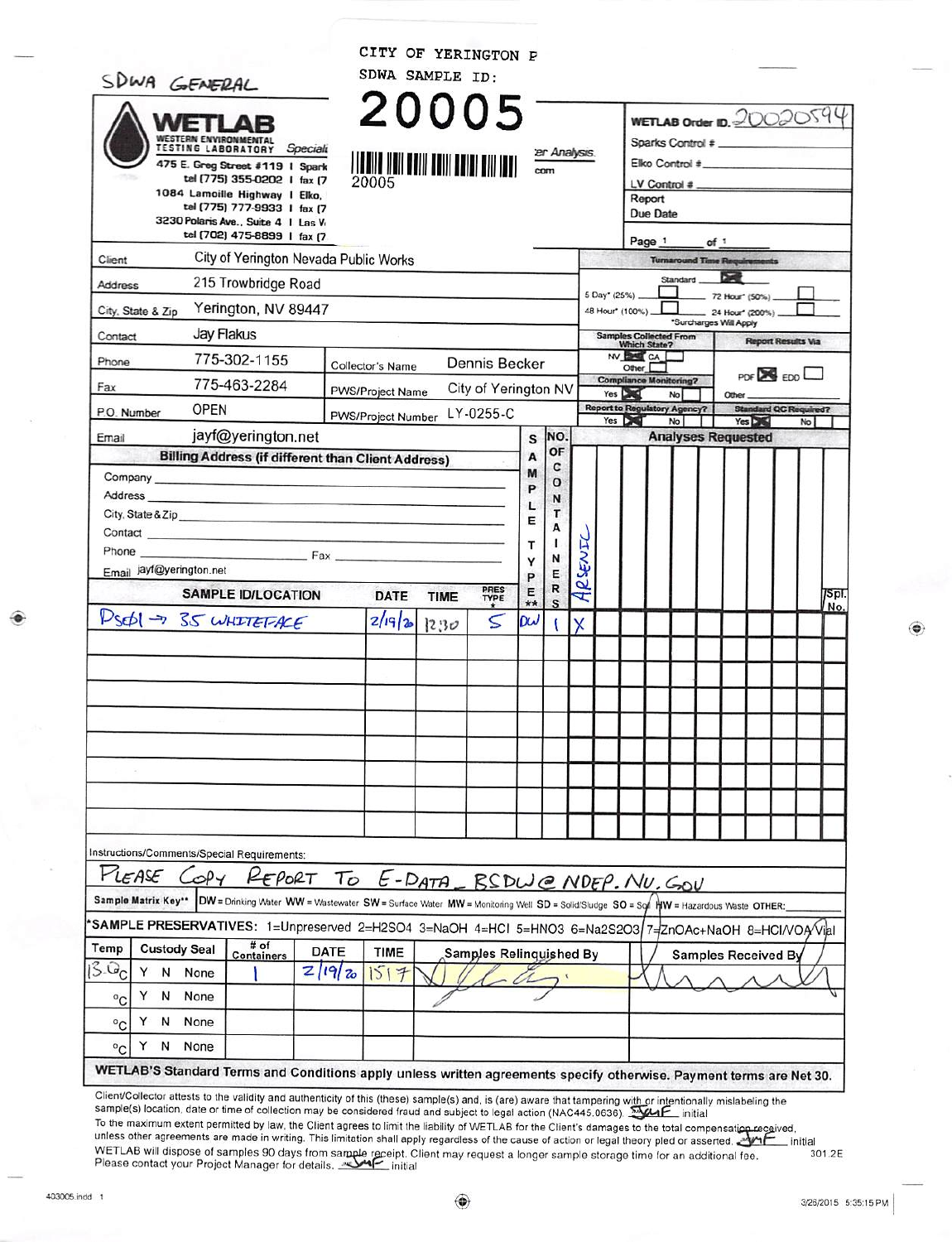SDWA GENERAL

CITY OF YERINGTON P
SDWA SAMPLE ID:

# 20005

20005

**WETLAB**
WESTERN ENVIRONMENTAL TESTING LABORATORY Speciali...
475 E. Greg Street #119 | Spark...
tel (775) 355-0202 | fax (7...
1084 Lamoille Highway | Elko, ...
tel (775) 777-9933 | fax (7...
3230 Polaris Ave., Suite 4 | Las V...
tel (702) 475-8899 | fax (7...

...er Analysis.
...com

WETLAB Order ID. 20020594
Sparks Control #
Elko Control #
LV Control #
Report Due Date
Page 1 of 1

| | |
|---|---|
| Client | City of Yerington Nevada Public Works |
| Address | 215 Trowbridge Road |
| City, State & Zip | Yerington, NV 89447 |
| Contact | Jay Flakus |
| Phone | 775-302-1155 |
| Fax | 775-463-2284 |
| P.O. Number | OPEN |
| Email | jayf@yerington.net |

Collector's Name: Dennis Becker
PWS/Project Name: City of Yerington NV
PWS/Project Number: LY-0255-C

**Turnaround Time Requirements**
Standard [X]
5 Day* (25%) [ ] 72 Hour* (50%) [ ]
48 Hour* (100%) [ ] 24 Hour* (200%) [ ]
*Surcharges Will Apply

Samples Collected From Which State? NV [X] CA [ ] Other [ ]
Report Results Via: PDF [X] EDD [ ] Other
Compliance Monitoring? Yes [X] No [ ]
Report to Regulatory Agency? Yes [X] No [ ]
Standard QC Required? Yes [X] No [ ]

**Billing Address (if different than Client Address)**
Company
Address
City, State & Zip
Contact
Phone Fax
Email jayf@yerington.net

**Analyses Requested**

| SAMPLE ID/LOCATION | DATE | TIME | PRES TYPE* | SAMPLE TYPE** | NO. OF CONTAINERS | ARSENIC | Spl. No. |
|---|---|---|---|---|---|---|---|
| PSØ1 → 35 WHITEFACE | 2/19/20 | 12:30 | 5 | DW | 1 | X | |

Instructions/Comments/Special Requirements:
PLEASE COPY REPORT TO E-DATA_BSDW@NDEP.NV.GOV

**Sample Matrix Key**** DW = Drinking Water WW = Wastewater SW = Surface Water MW = Monitoring Well SD = Solid/Sludge SO = Soil HW = Hazardous Waste OTHER:

***SAMPLE PRESERVATIVES:** 1=Unpreserved 2=H2SO4 3=NaOH 4=HCl 5=HNO3 6=Na2S2O3 7=ZnOAc+NaOH 8=HCl/VOA Vial

| Temp | Custody Seal | # of Containers | DATE | TIME | Samples Relinquished By | Samples Received By |
|---|---|---|---|---|---|---|
| 13.6 °C | Y N None | 1 | 2/19/20 | 1517 | [signature] | [signature] |
| °C | Y N None | | | | | |
| °C | Y N None | | | | | |
| °C | Y N None | | | | | |

**WETLAB'S Standard Terms and Conditions apply unless written agreements specify otherwise. Payment terms are Net 30.**

Client/Collector attests to the validity and authenticity of this (these) sample(s) and, is (are) aware that tampering with or intentionally mislabeling the sample(s) location, date or time of collection may be considered fraud and subject to legal action (NAC445.0636). JMF initial

To the maximum extent permitted by law, the Client agrees to limit the liability of WETLAB for the Client's damages to the total compensation received, unless other agreements are made in writing. This limitation shall apply regardless of the cause of action or legal theory pled or asserted. JMF initial

WETLAB will dispose of samples 90 days from sample receipt. Client may request a longer sample storage time for an additional fee. Please contact your Project Manager for details. JMF initial

301.2E